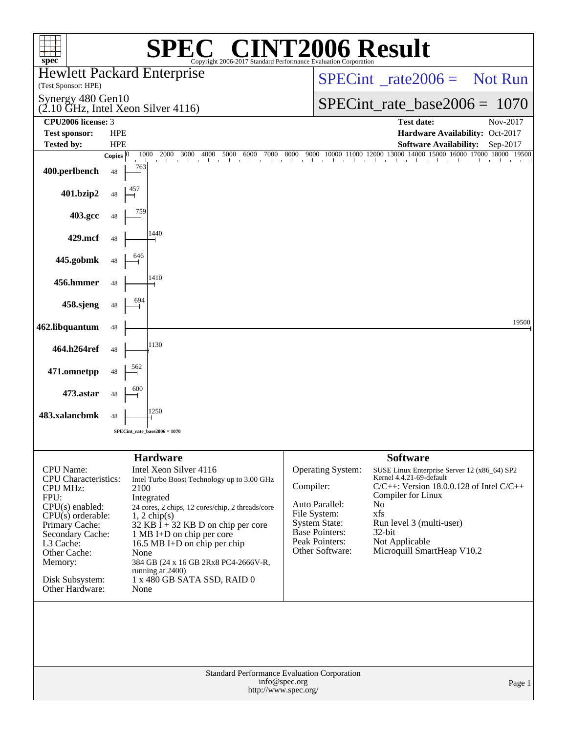# SPEC® CINT2006 Result

Copyright 2006-2017 Standard Performance Evaluation Corporation

**Hewlett Packard Enterprise**
(Test Sponsor: HPE)

**Synergy 480 Gen10**
(2.10 GHz, Intel Xeon Silver 4116)

SPECint_rate2006 = Not Run

SPECint_rate_base2006 = 1070

| | | | |
|---|---|---|---|
| **CPU2006 license:** | 3 | **Test date:** | Nov-2017 |
| **Test sponsor:** | HPE | **Hardware Availability:** | Oct-2017 |
| **Tested by:** | HPE | **Software Availability:** | Sep-2017 |

| Benchmark | Copies | Base Ratio |
|---|---|---|
| 400.perlbench | 48 | 763 |
| 401.bzip2 | 48 | 457 |
| 403.gcc | 48 | 759 |
| 429.mcf | 48 | 1440 |
| 445.gobmk | 48 | 646 |
| 456.hmmer | 48 | 1410 |
| 458.sjeng | 48 | 694 |
| 462.libquantum | 48 | 19500 |
| 464.h264ref | 48 | 1130 |
| 471.omnetpp | 48 | 562 |
| 473.astar | 48 | 600 |
| 483.xalancbmk | 48 | 1250 |

SPECint_rate_base2006 = 1070

## Hardware

| | |
|---|---|
| CPU Name: | Intel Xeon Silver 4116 |
| CPU Characteristics: | Intel Turbo Boost Technology up to 3.00 GHz |
| CPU MHz: | 2100 |
| FPU: | Integrated |
| CPU(s) enabled: | 24 cores, 2 chips, 12 cores/chip, 2 threads/core |
| CPU(s) orderable: | 1, 2 chip(s) |
| Primary Cache: | 32 KB I + 32 KB D on chip per core |
| Secondary Cache: | 1 MB I+D on chip per core |
| L3 Cache: | 16.5 MB I+D on chip per chip |
| Other Cache: | None |
| Memory: | 384 GB (24 x 16 GB 2Rx8 PC4-2666V-R, running at 2400) |
| Disk Subsystem: | 1 x 480 GB SATA SSD, RAID 0 |
| Other Hardware: | None |

## Software

| | |
|---|---|
| Operating System: | SUSE Linux Enterprise Server 12 (x86_64) SP2 Kernel 4.4.21-69-default |
| Compiler: | C/C++: Version 18.0.0.128 of Intel C/C++ Compiler for Linux |
| Auto Parallel: | No |
| File System: | xfs |
| System State: | Run level 3 (multi-user) |
| Base Pointers: | 32-bit |
| Peak Pointers: | Not Applicable |
| Other Software: | Microquill SmartHeap V10.2 |

Standard Performance Evaluation Corporation
info@spec.org
http://www.spec.org/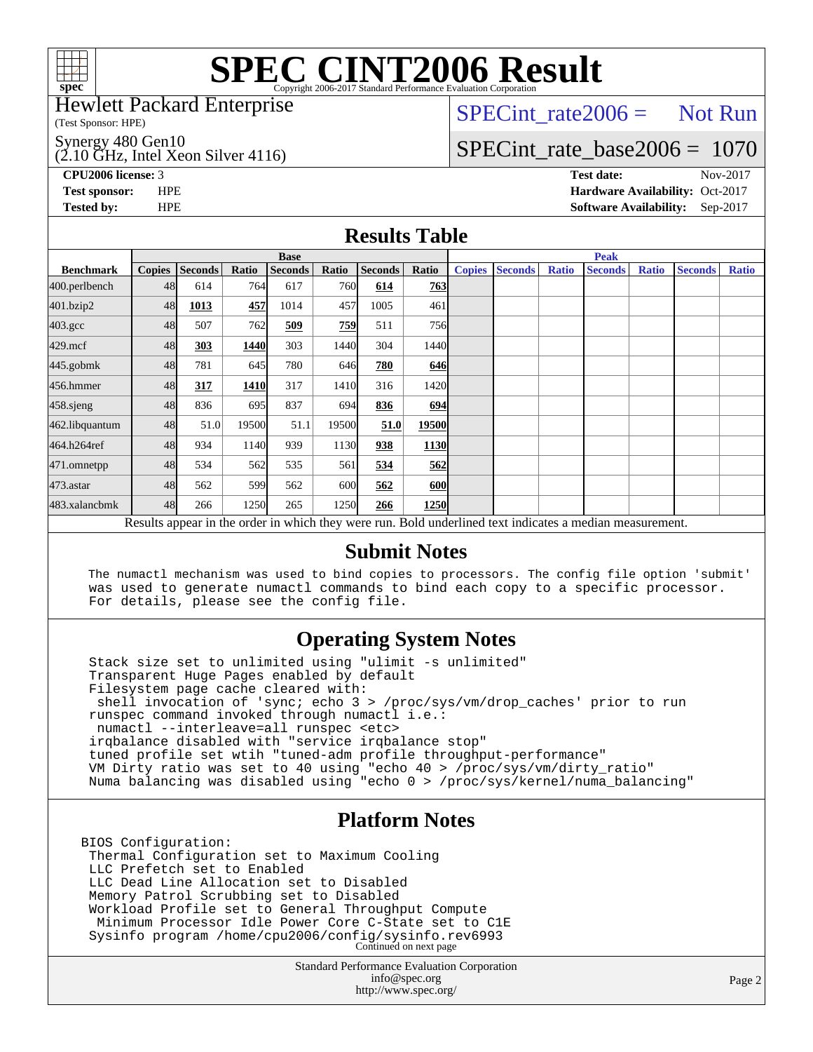# SPEC CINT2006 Result

Copyright 2006-2017 Standard Performance Evaluation Corporation

Hewlett Packard Enterprise
(Test Sponsor: HPE)

Synergy 480 Gen10
(2.10 GHz, Intel Xeon Silver 4116)

SPECint_rate2006 = Not Run

SPECint_rate_base2006 = 1070

**CPU2006 license:** 3
**Test sponsor:** HPE
**Tested by:** HPE

**Test date:** Nov-2017
**Hardware Availability:** Oct-2017
**Software Availability:** Sep-2017

## Results Table

| Benchmark | Base | | | | | | | Peak | | | | | | |
|---|---|---|---|---|---|---|---|---|---|---|---|---|---|---|
| | Copies | Seconds | Ratio | Seconds | Ratio | Seconds | Ratio | Copies | Seconds | Ratio | Seconds | Ratio | Seconds | Ratio |
| 400.perlbench | 48 | 614 | 764 | 617 | 760 | **614** | **763** | | | | | | | |
| 401.bzip2 | 48 | **1013** | **457** | 1014 | 457 | 1005 | 461 | | | | | | | |
| 403.gcc | 48 | 507 | 762 | **509** | **759** | 511 | 756 | | | | | | | |
| 429.mcf | 48 | **303** | **1440** | 303 | 1440 | 304 | 1440 | | | | | | | |
| 445.gobmk | 48 | 781 | 645 | 780 | 646 | **780** | **646** | | | | | | | |
| 456.hmmer | 48 | **317** | **1410** | 317 | 1410 | 316 | 1420 | | | | | | | |
| 458.sjeng | 48 | 836 | 695 | 837 | 694 | **836** | **694** | | | | | | | |
| 462.libquantum | 48 | 51.0 | 19500 | 51.1 | 19500 | **51.0** | **19500** | | | | | | | |
| 464.h264ref | 48 | 934 | 1140 | 939 | 1130 | **938** | **1130** | | | | | | | |
| 471.omnetpp | 48 | 534 | 562 | 535 | 561 | **534** | **562** | | | | | | | |
| 473.astar | 48 | 562 | 599 | 562 | 600 | **562** | **600** | | | | | | | |
| 483.xalancbmk | 48 | 266 | 1250 | 265 | 1250 | **266** | **1250** | | | | | | | |

Results appear in the order in which they were run. Bold underlined text indicates a median measurement.

## Submit Notes

```
The numactl mechanism was used to bind copies to processors. The config file option 'submit'
was used to generate numactl commands to bind each copy to a specific processor.
For details, please see the config file.
```

## Operating System Notes

```
Stack size set to unlimited using "ulimit -s unlimited"
Transparent Huge Pages enabled by default
Filesystem page cache cleared with:
 shell invocation of 'sync; echo 3 > /proc/sys/vm/drop_caches' prior to run
runspec command invoked through numactl i.e.:
 numactl --interleave=all runspec <etc>
irqbalance disabled with "service irqbalance stop"
tuned profile set wtih "tuned-adm profile throughput-performance"
VM Dirty ratio was set to 40 using "echo 40 > /proc/sys/vm/dirty_ratio"
Numa balancing was disabled using "echo 0 > /proc/sys/kernel/numa_balancing"
```

## Platform Notes

```
BIOS Configuration:
 Thermal Configuration set to Maximum Cooling
 LLC Prefetch set to Enabled
 LLC Dead Line Allocation set to Disabled
 Memory Patrol Scrubbing set to Disabled
 Workload Profile set to General Throughput Compute
  Minimum Processor Idle Power Core C-State set to C1E
 Sysinfo program /home/cpu2006/config/sysinfo.rev6993
```

Continued on next page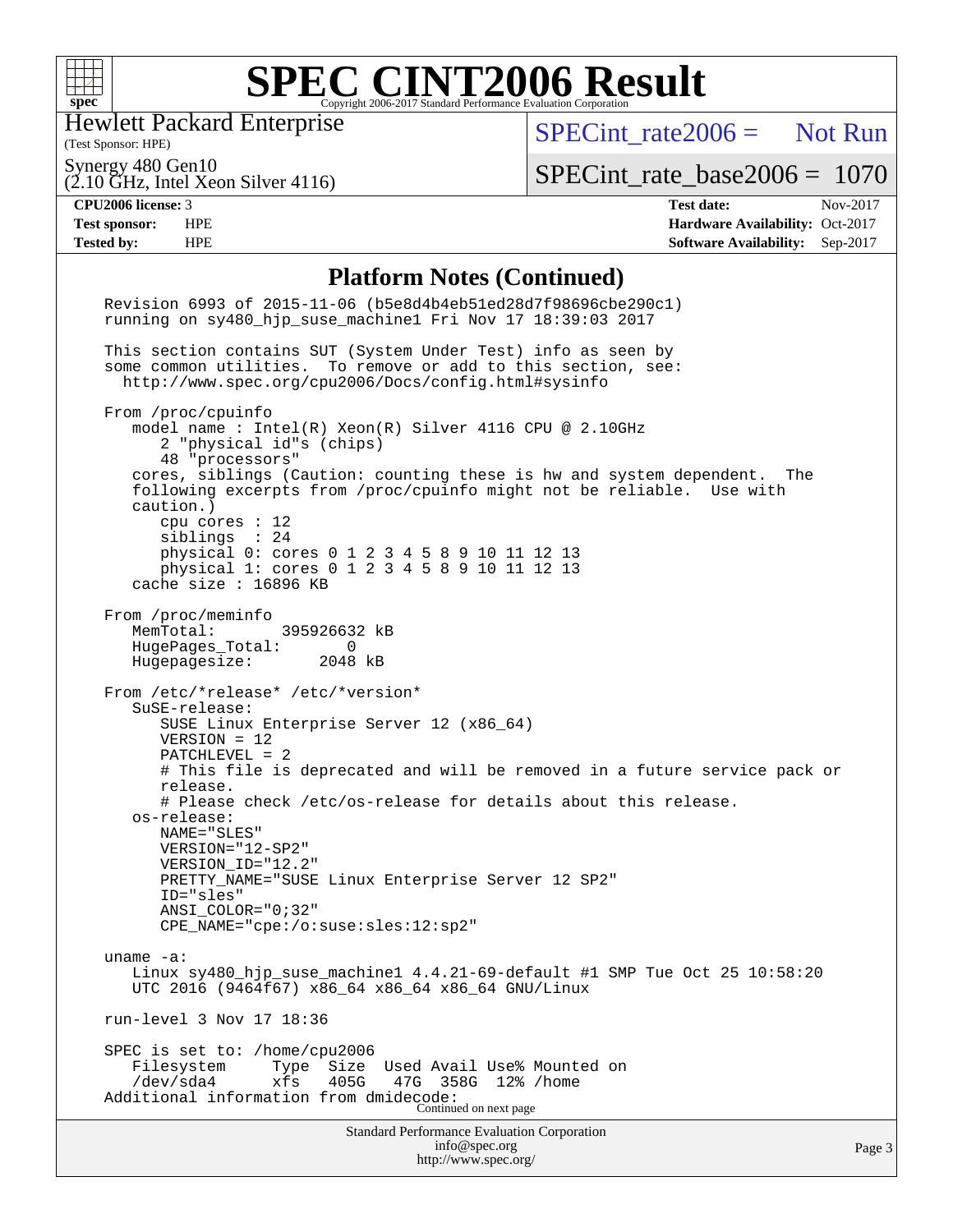# SPEC CINT2006 Result

Copyright 2006-2017 Standard Performance Evaluation Corporation

Hewlett Packard Enterprise
(Test Sponsor: HPE)

Synergy 480 Gen10
(2.10 GHz, Intel Xeon Silver 4116)

SPECint_rate2006 = Not Run

SPECint_rate_base2006 = 1070

| | | | |
|---|---|---|---|
| **CPU2006 license:** 3 | | **Test date:** | Nov-2017 |
| **Test sponsor:** | HPE | **Hardware Availability:** | Oct-2017 |
| **Tested by:** | HPE | **Software Availability:** | Sep-2017 |

## Platform Notes (Continued)

```
Revision 6993 of 2015-11-06 (b5e8d4b4eb51ed28d7f98696cbe290c1)
running on sy480_hjp_suse_machine1 Fri Nov 17 18:39:03 2017

This section contains SUT (System Under Test) info as seen by
some common utilities.  To remove or add to this section, see:
  http://www.spec.org/cpu2006/Docs/config.html#sysinfo

From /proc/cpuinfo
   model name : Intel(R) Xeon(R) Silver 4116 CPU @ 2.10GHz
      2 "physical id"s (chips)
      48 "processors"
   cores, siblings (Caution: counting these is hw and system dependent.  The
   following excerpts from /proc/cpuinfo might not be reliable.  Use with
   caution.)
      cpu cores : 12
      siblings  : 24
      physical 0: cores 0 1 2 3 4 5 8 9 10 11 12 13
      physical 1: cores 0 1 2 3 4 5 8 9 10 11 12 13
   cache size : 16896 KB

From /proc/meminfo
   MemTotal:       395926632 kB
   HugePages_Total:       0
   Hugepagesize:       2048 kB

From /etc/*release* /etc/*version*
   SuSE-release:
      SUSE Linux Enterprise Server 12 (x86_64)
      VERSION = 12
      PATCHLEVEL = 2
      # This file is deprecated and will be removed in a future service pack or
      release.
      # Please check /etc/os-release for details about this release.
   os-release:
      NAME="SLES"
      VERSION="12-SP2"
      VERSION_ID="12.2"
      PRETTY_NAME="SUSE Linux Enterprise Server 12 SP2"
      ID="sles"
      ANSI_COLOR="0;32"
      CPE_NAME="cpe:/o:suse:sles:12:sp2"

uname -a:
   Linux sy480_hjp_suse_machine1 4.4.21-69-default #1 SMP Tue Oct 25 10:58:20
   UTC 2016 (9464f67) x86_64 x86_64 x86_64 GNU/Linux

run-level 3 Nov 17 18:36

SPEC is set to: /home/cpu2006
   Filesystem     Type  Size  Used Avail Use% Mounted on
   /dev/sda4      xfs   405G   47G  358G  12% /home
Additional information from dmidecode:
```

Continued on next page

Standard Performance Evaluation Corporation
info@spec.org
http://www.spec.org/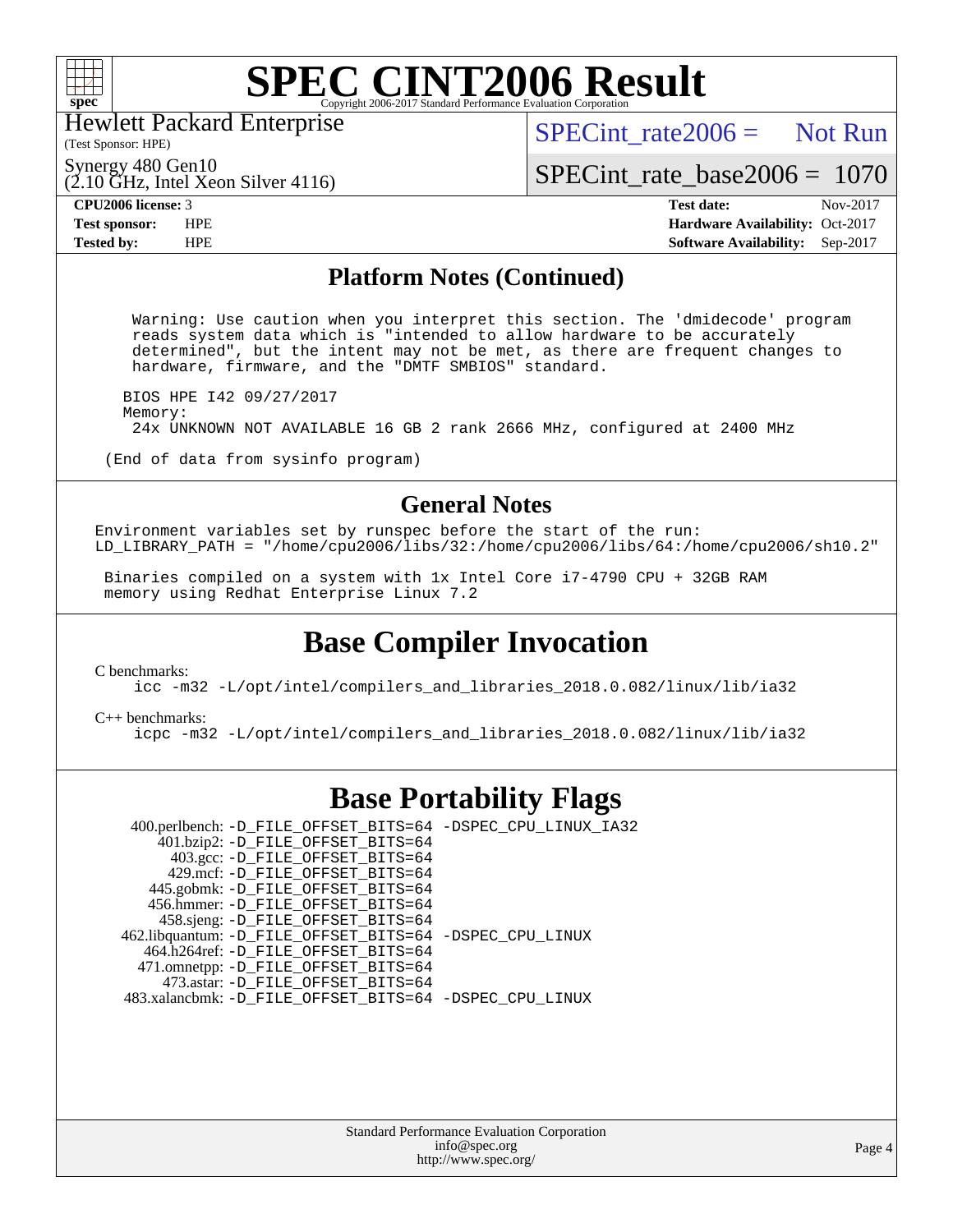# SPEC CINT2006 Result

Hewlett Packard Enterprise
(Test Sponsor: HPE)

Synergy 480 Gen10
(2.10 GHz, Intel Xeon Silver 4116)

SPECint_rate2006 = Not Run

SPECint_rate_base2006 = 1070

| | | | |
|---|---|---|---|
| **CPU2006 license:** 3 | | **Test date:** | Nov-2017 |
| **Test sponsor:** | HPE | **Hardware Availability:** | Oct-2017 |
| **Tested by:** | HPE | **Software Availability:** | Sep-2017 |

## Platform Notes (Continued)

```
  Warning: Use caution when you interpret this section. The 'dmidecode' program
  reads system data which is "intended to allow hardware to be accurately
  determined", but the intent may not be met, as there are frequent changes to
  hardware, firmware, and the "DMTF SMBIOS" standard.

 BIOS HPE I42 09/27/2017
 Memory:
  24x UNKNOWN NOT AVAILABLE 16 GB 2 rank 2666 MHz, configured at 2400 MHz

(End of data from sysinfo program)
```

## General Notes

```
Environment variables set by runspec before the start of the run:
LD_LIBRARY_PATH = "/home/cpu2006/libs/32:/home/cpu2006/libs/64:/home/cpu2006/sh10.2"

 Binaries compiled on a system with 1x Intel Core i7-4790 CPU + 32GB RAM
 memory using Redhat Enterprise Linux 7.2
```

## Base Compiler Invocation

C benchmarks:
```
icc -m32 -L/opt/intel/compilers_and_libraries_2018.0.082/linux/lib/ia32
```

C++ benchmarks:
```
icpc -m32 -L/opt/intel/compilers_and_libraries_2018.0.082/linux/lib/ia32
```

## Base Portability Flags

```
  400.perlbench: -D_FILE_OFFSET_BITS=64 -DSPEC_CPU_LINUX_IA32
     401.bzip2: -D_FILE_OFFSET_BITS=64
       403.gcc: -D_FILE_OFFSET_BITS=64
       429.mcf: -D_FILE_OFFSET_BITS=64
     445.gobmk: -D_FILE_OFFSET_BITS=64
     456.hmmer: -D_FILE_OFFSET_BITS=64
     458.sjeng: -D_FILE_OFFSET_BITS=64
462.libquantum: -D_FILE_OFFSET_BITS=64 -DSPEC_CPU_LINUX
   464.h264ref: -D_FILE_OFFSET_BITS=64
   471.omnetpp: -D_FILE_OFFSET_BITS=64
     473.astar: -D_FILE_OFFSET_BITS=64
 483.xalancbmk: -D_FILE_OFFSET_BITS=64 -DSPEC_CPU_LINUX
```

Standard Performance Evaluation Corporation
info@spec.org
http://www.spec.org/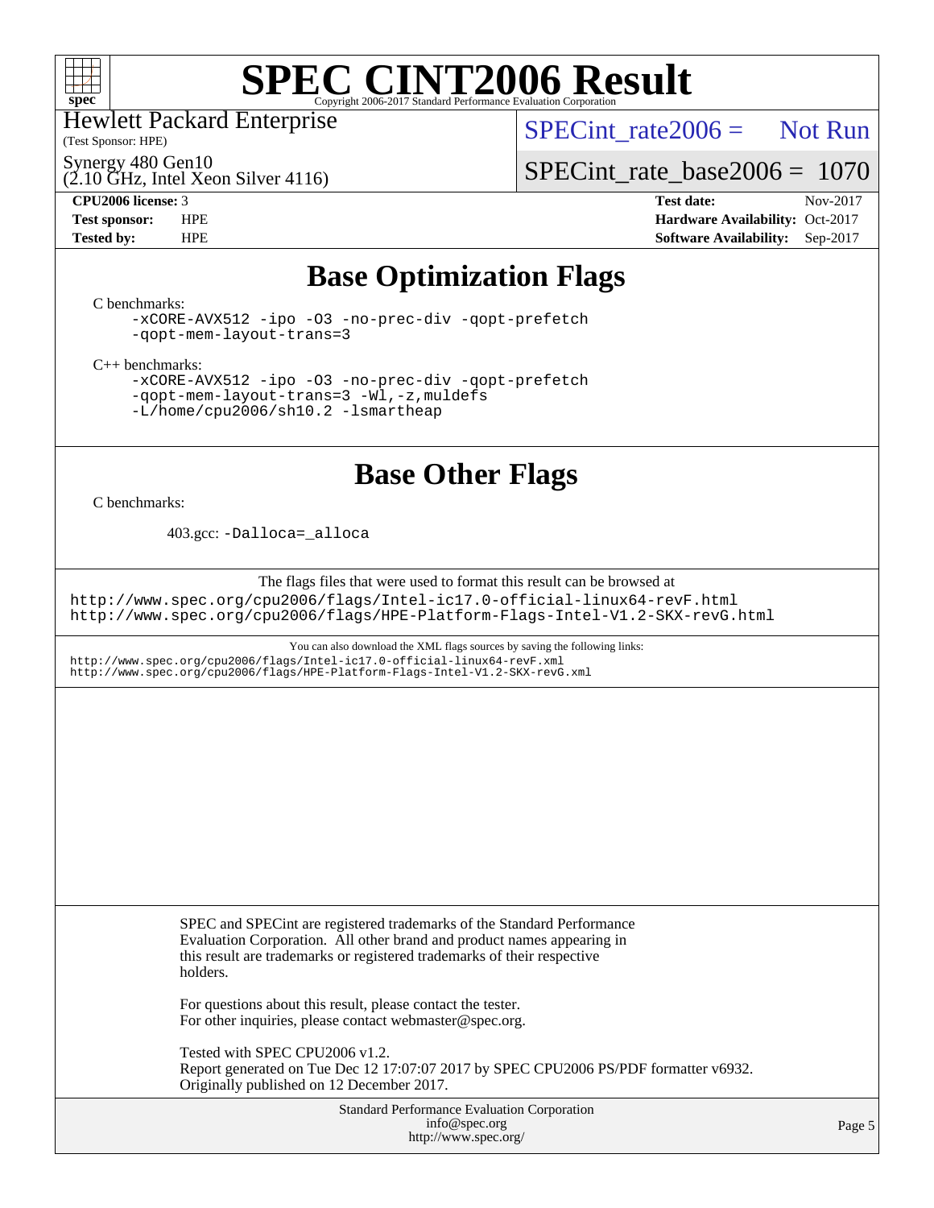# SPEC CINT2006 Result

Copyright 2006-2017 Standard Performance Evaluation Corporation

Hewlett Packard Enterprise
(Test Sponsor: HPE)

Synergy 480 Gen10
(2.10 GHz, Intel Xeon Silver 4116)

SPECint_rate2006 = Not Run

SPECint_rate_base2006 = 1070

| | | | |
|---|---|---|---|
| **CPU2006 license:** 3 | | **Test date:** | Nov-2017 |
| **Test sponsor:** | HPE | **Hardware Availability:** | Oct-2017 |
| **Tested by:** | HPE | **Software Availability:** | Sep-2017 |

## Base Optimization Flags

C benchmarks:

```
-xCORE-AVX512 -ipo -O3 -no-prec-div -qopt-prefetch
-qopt-mem-layout-trans=3
```

C++ benchmarks:

```
-xCORE-AVX512 -ipo -O3 -no-prec-div -qopt-prefetch
-qopt-mem-layout-trans=3 -Wl,-z,muldefs
-L/home/cpu2006/sh10.2 -lsmartheap
```

## Base Other Flags

C benchmarks:

403.gcc: `-Dalloca=_alloca`

The flags files that were used to format this result can be browsed at
http://www.spec.org/cpu2006/flags/Intel-ic17.0-official-linux64-revF.html
http://www.spec.org/cpu2006/flags/HPE-Platform-Flags-Intel-V1.2-SKX-revG.html

You can also download the XML flags sources by saving the following links:
http://www.spec.org/cpu2006/flags/Intel-ic17.0-official-linux64-revF.xml
http://www.spec.org/cpu2006/flags/HPE-Platform-Flags-Intel-V1.2-SKX-revG.xml

SPEC and SPECint are registered trademarks of the Standard Performance Evaluation Corporation. All other brand and product names appearing in this result are trademarks or registered trademarks of their respective holders.

For questions about this result, please contact the tester.
For other inquiries, please contact webmaster@spec.org.

Tested with SPEC CPU2006 v1.2.
Report generated on Tue Dec 12 17:07:07 2017 by SPEC CPU2006 PS/PDF formatter v6932.
Originally published on 12 December 2017.

Standard Performance Evaluation Corporation
info@spec.org
http://www.spec.org/